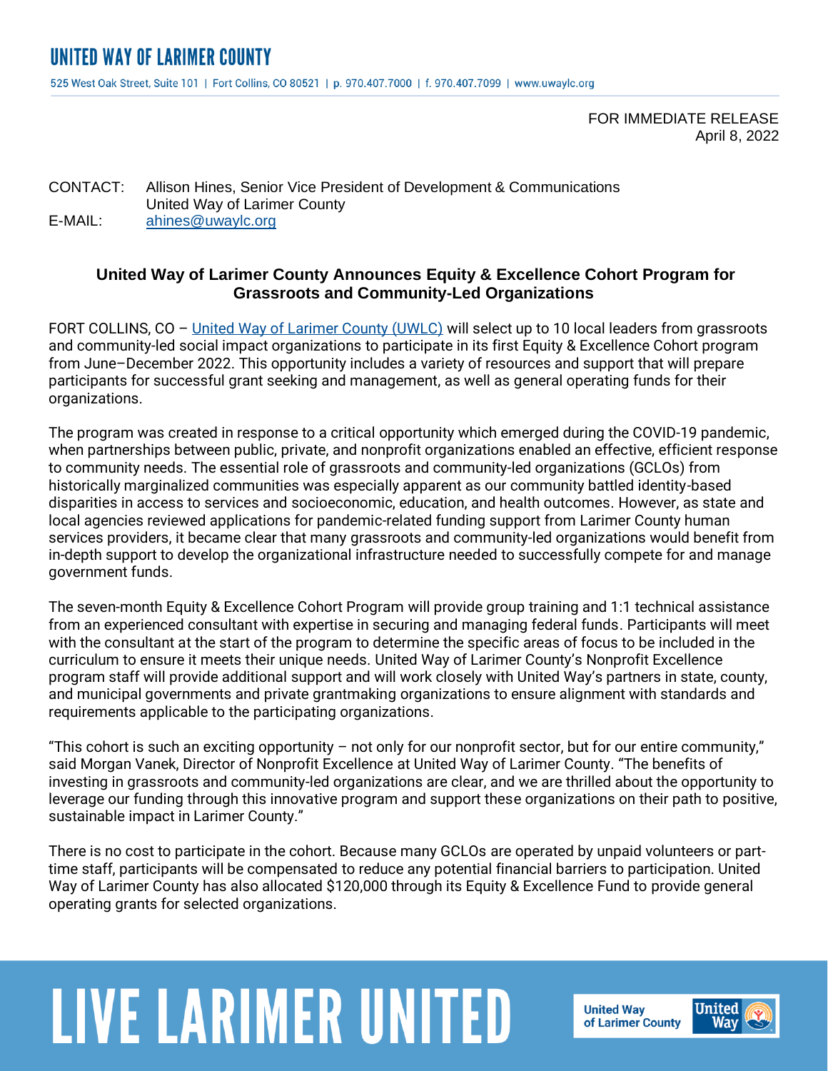# UNITED WAY OF LARIMER COUNTY

525 West Oak Street, Suite 101 | Fort Collins, CO 80521 | p. 970.407.7000 | f. 970.407.7099 | www.uwaylc.org

FOR IMMEDIATE RELEASE
April 8, 2022

CONTACT: Allison Hines, Senior Vice President of Development & Communications
United Way of Larimer County
E-MAIL: ahines@uwaylc.org

**United Way of Larimer County Announces Equity & Excellence Cohort Program for Grassroots and Community-Led Organizations**

FORT COLLINS, CO – United Way of Larimer County (UWLC) will select up to 10 local leaders from grassroots and community-led social impact organizations to participate in its first Equity & Excellence Cohort program from June–December 2022. This opportunity includes a variety of resources and support that will prepare participants for successful grant seeking and management, as well as general operating funds for their organizations.

The program was created in response to a critical opportunity which emerged during the COVID-19 pandemic, when partnerships between public, private, and nonprofit organizations enabled an effective, efficient response to community needs. The essential role of grassroots and community-led organizations (GCLOs) from historically marginalized communities was especially apparent as our community battled identity-based disparities in access to services and socioeconomic, education, and health outcomes. However, as state and local agencies reviewed applications for pandemic-related funding support from Larimer County human services providers, it became clear that many grassroots and community-led organizations would benefit from in-depth support to develop the organizational infrastructure needed to successfully compete for and manage government funds.

The seven-month Equity & Excellence Cohort Program will provide group training and 1:1 technical assistance from an experienced consultant with expertise in securing and managing federal funds. Participants will meet with the consultant at the start of the program to determine the specific areas of focus to be included in the curriculum to ensure it meets their unique needs. United Way of Larimer County's Nonprofit Excellence program staff will provide additional support and will work closely with United Way's partners in state, county, and municipal governments and private grantmaking organizations to ensure alignment with standards and requirements applicable to the participating organizations.

"This cohort is such an exciting opportunity – not only for our nonprofit sector, but for our entire community," said Morgan Vanek, Director of Nonprofit Excellence at United Way of Larimer County. "The benefits of investing in grassroots and community-led organizations are clear, and we are thrilled about the opportunity to leverage our funding through this innovative program and support these organizations on their path to positive, sustainable impact in Larimer County."

There is no cost to participate in the cohort. Because many GCLOs are operated by unpaid volunteers or part-time staff, participants will be compensated to reduce any potential financial barriers to participation. United Way of Larimer County has also allocated $120,000 through its Equity & Excellence Fund to provide general operating grants for selected organizations.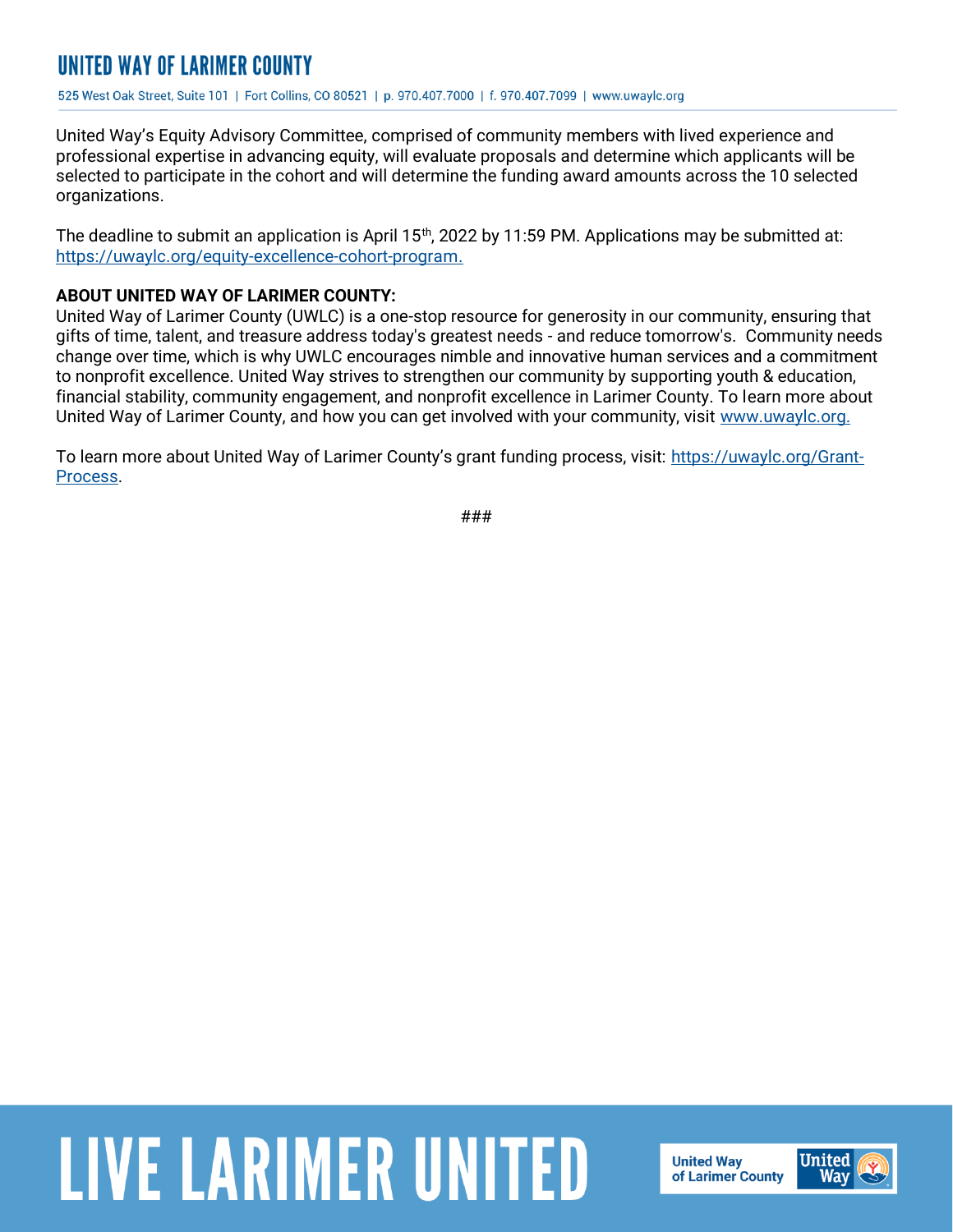United Way's Equity Advisory Committee, comprised of community members with lived experience and professional expertise in advancing equity, will evaluate proposals and determine which applicants will be selected to participate in the cohort and will determine the funding award amounts across the 10 selected organizations.

The deadline to submit an application is April 15th, 2022 by 11:59 PM. Applications may be submitted at: [https://uwaylc.org/equity-excellence-cohort-program.](https://uwaylc.org/equity-excellence-cohort-program)

**ABOUT UNITED WAY OF LARIMER COUNTY:**

United Way of Larimer County (UWLC) is a one-stop resource for generosity in our community, ensuring that gifts of time, talent, and treasure address today's greatest needs - and reduce tomorrow's. Community needs change over time, which is why UWLC encourages nimble and innovative human services and a commitment to nonprofit excellence. United Way strives to strengthen our community by supporting youth & education, financial stability, community engagement, and nonprofit excellence in Larimer County. To learn more about United Way of Larimer County, and how you can get involved with your community, visit [www.uwaylc.org.](http://www.uwaylc.org)

To learn more about United Way of Larimer County's grant funding process, visit: [https://uwaylc.org/Grant-Process](https://uwaylc.org/Grant-Process).

###